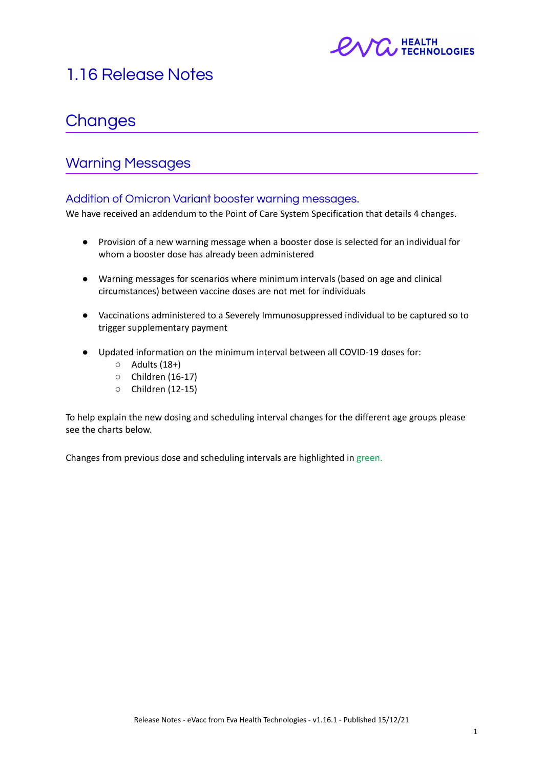# 1.16 Release Notes

## Changes

### Warning Messages

#### Addition of Omicron Variant booster warning messages.

We have received an addendum to the Point of Care System Specification that details 4 changes.

- Provision of a new warning message when a booster dose is selected for an individual for whom a booster dose has already been administered
- Warning messages for scenarios where minimum intervals (based on age and clinical circumstances) between vaccine doses are not met for individuals
- Vaccinations administered to a Severely Immunosuppressed individual to be captured so to trigger supplementary payment
- Updated information on the minimum interval between all COVID-19 doses for:
  - Adults (18+)
  - Children (16-17)
  - Children (12-15)

To help explain the new dosing and scheduling interval changes for the different age groups please see the charts below.

Changes from previous dose and scheduling intervals are highlighted in green.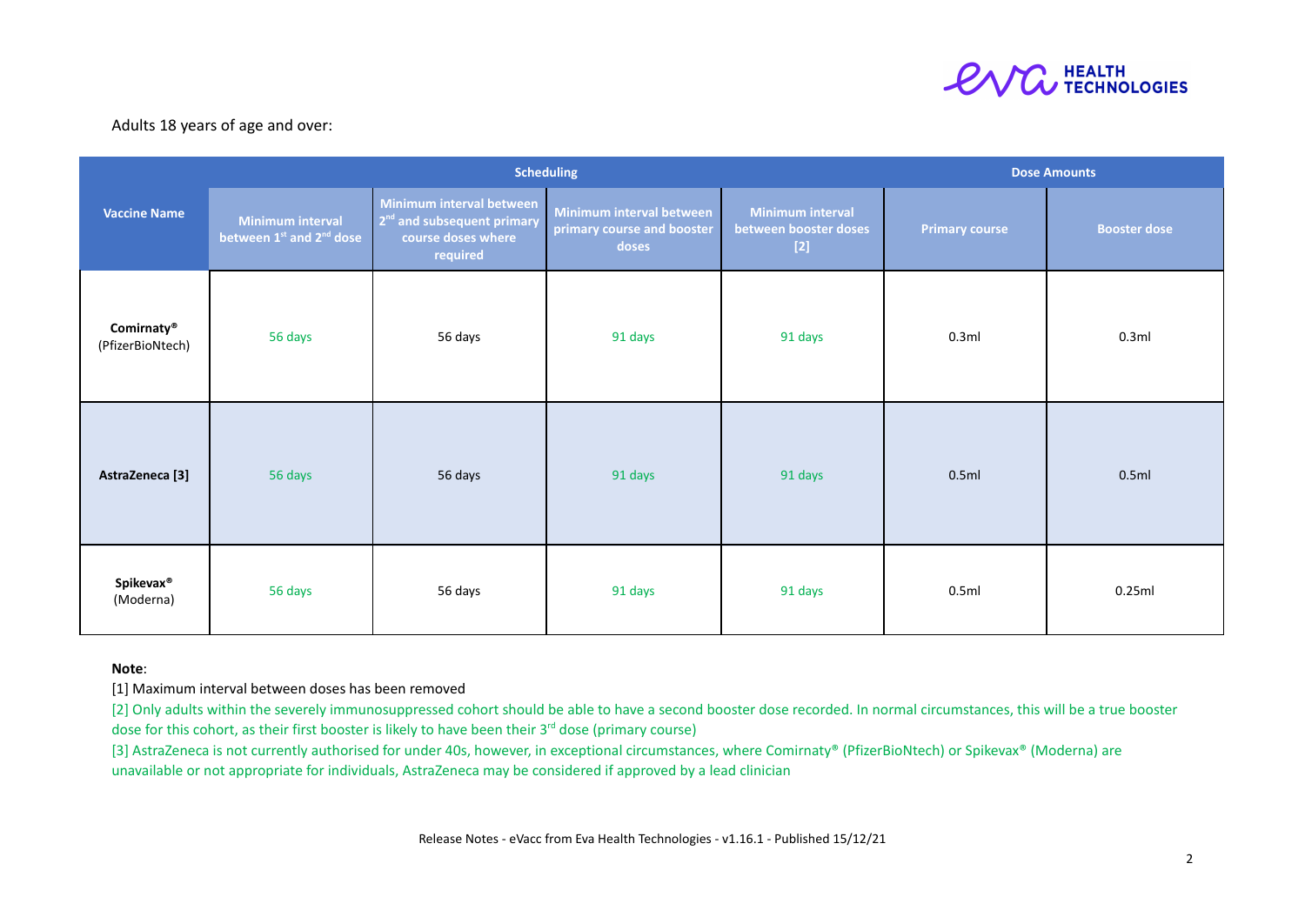Adults 18 years of age and over:

| Vaccine Name | Scheduling | | | | Dose Amounts | |
|---|---|---|---|---|---|---|
| | Minimum interval between 1st and 2nd dose | Minimum interval between 2nd and subsequent primary course doses where required | Minimum interval between primary course and booster doses | Minimum interval between booster doses [2] | Primary course | Booster dose |
| **Comirnaty®** (PfizerBioNtech) | 56 days | 56 days | 91 days | 91 days | 0.3ml | 0.3ml |
| **AstraZeneca [3]** | 56 days | 56 days | 91 days | 91 days | 0.5ml | 0.5ml |
| **Spikevax®** (Moderna) | 56 days | 56 days | 91 days | 91 days | 0.5ml | 0.25ml |

**Note**:

[1] Maximum interval between doses has been removed

[2] Only adults within the severely immunosuppressed cohort should be able to have a second booster dose recorded. In normal circumstances, this will be a true booster dose for this cohort, as their first booster is likely to have been their 3rd dose (primary course)

[3] AstraZeneca is not currently authorised for under 40s, however, in exceptional circumstances, where Comirnaty® (PfizerBioNtech) or Spikevax® (Moderna) are unavailable or not appropriate for individuals, AstraZeneca may be considered if approved by a lead clinician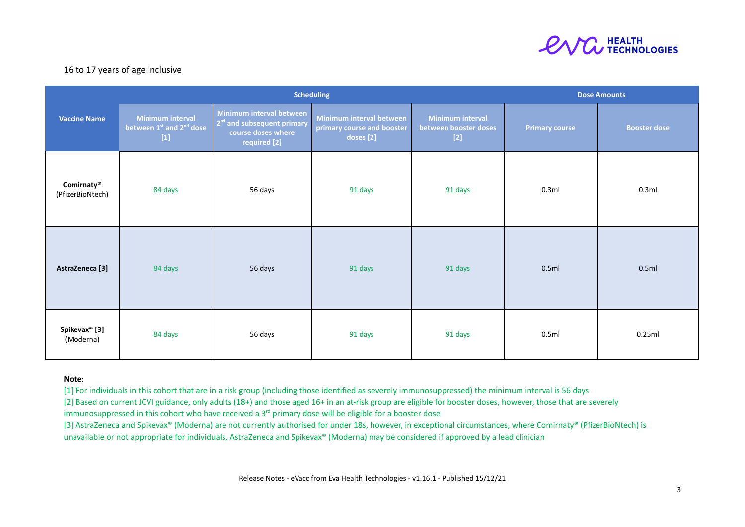16 to 17 years of age inclusive

| Vaccine Name | Scheduling | | | | Dose Amounts | |
|---|---|---|---|---|---|---|
| | Minimum interval between 1st and 2nd dose [1] | Minimum interval between 2nd and subsequent primary course doses where required [2] | Minimum interval between primary course and booster doses [2] | Minimum interval between booster doses [2] | Primary course | Booster dose |
| **Comirnaty®** (PfizerBioNtech) | 84 days | 56 days | 91 days | 91 days | 0.3ml | 0.3ml |
| **AstraZeneca [3]** | 84 days | 56 days | 91 days | 91 days | 0.5ml | 0.5ml |
| **Spikevax® [3]** (Moderna) | 84 days | 56 days | 91 days | 91 days | 0.5ml | 0.25ml |

**Note**:

[1] For individuals in this cohort that are in a risk group (including those identified as severely immunosuppressed) the minimum interval is 56 days

[2] Based on current JCVI guidance, only adults (18+) and those aged 16+ in an at-risk group are eligible for booster doses, however, those that are severely immunosuppressed in this cohort who have received a 3rd primary dose will be eligible for a booster dose

[3] AstraZeneca and Spikevax® (Moderna) are not currently authorised for under 18s, however, in exceptional circumstances, where Comirnaty® (PfizerBioNtech) is unavailable or not appropriate for individuals, AstraZeneca and Spikevax® (Moderna) may be considered if approved by a lead clinician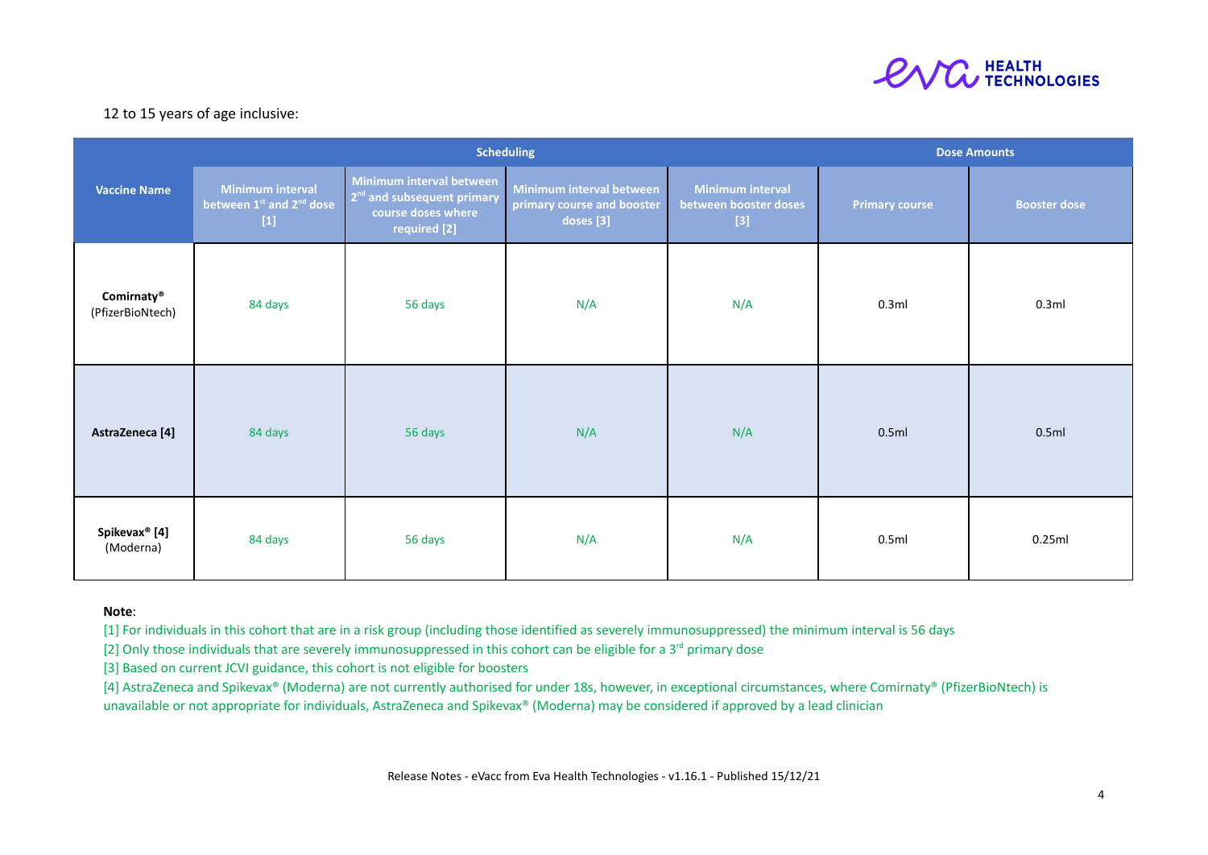12 to 15 years of age inclusive:

| Vaccine Name | Scheduling | | | | Dose Amounts | |
|---|---|---|---|---|---|---|
| | Minimum interval between 1st and 2nd dose [1] | Minimum interval between 2nd and subsequent primary course doses where required [2] | Minimum interval between primary course and booster doses [3] | Minimum interval between booster doses [3] | Primary course | Booster dose |
| **Comirnaty®** (PfizerBioNtech) | 84 days | 56 days | N/A | N/A | 0.3ml | 0.3ml |
| **AstraZeneca [4]** | 84 days | 56 days | N/A | N/A | 0.5ml | 0.5ml |
| **Spikevax® [4]** (Moderna) | 84 days | 56 days | N/A | N/A | 0.5ml | 0.25ml |

**Note**:

[1] For individuals in this cohort that are in a risk group (including those identified as severely immunosuppressed) the minimum interval is 56 days

[2] Only those individuals that are severely immunosuppressed in this cohort can be eligible for a 3rd primary dose

[3] Based on current JCVI guidance, this cohort is not eligible for boosters

[4] AstraZeneca and Spikevax® (Moderna) are not currently authorised for under 18s, however, in exceptional circumstances, where Comirnaty® (PfizerBioNtech) is unavailable or not appropriate for individuals, AstraZeneca and Spikevax® (Moderna) may be considered if approved by a lead clinician